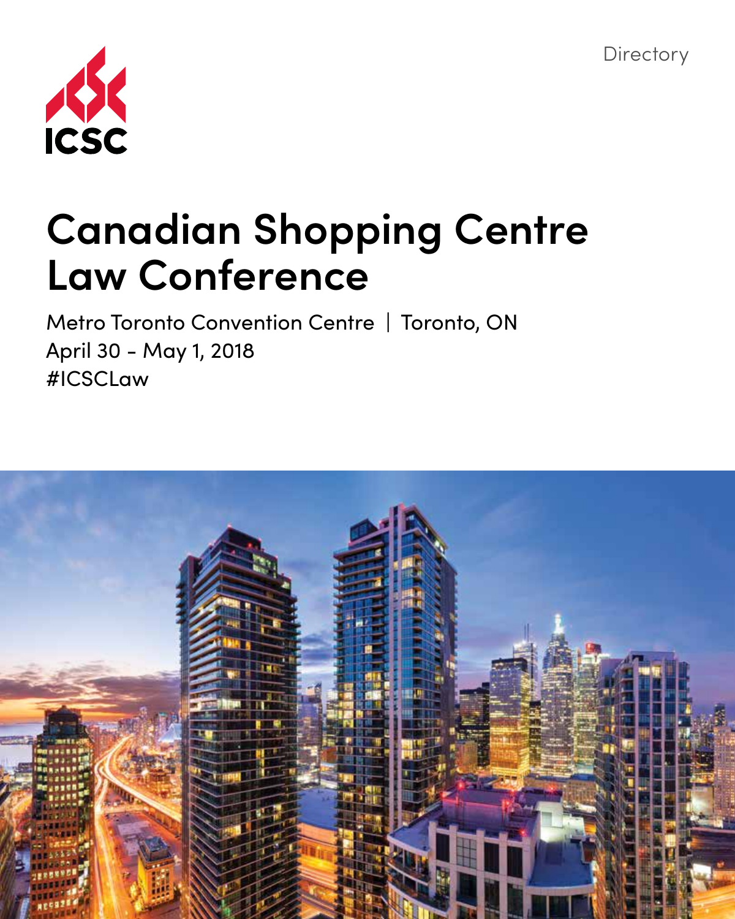Directory

ICSC

# Canadian Shopping Centre Law Conference

Metro Toronto Convention Centre | Toronto, ON
April 30 - May 1, 2018
#ICSCLaw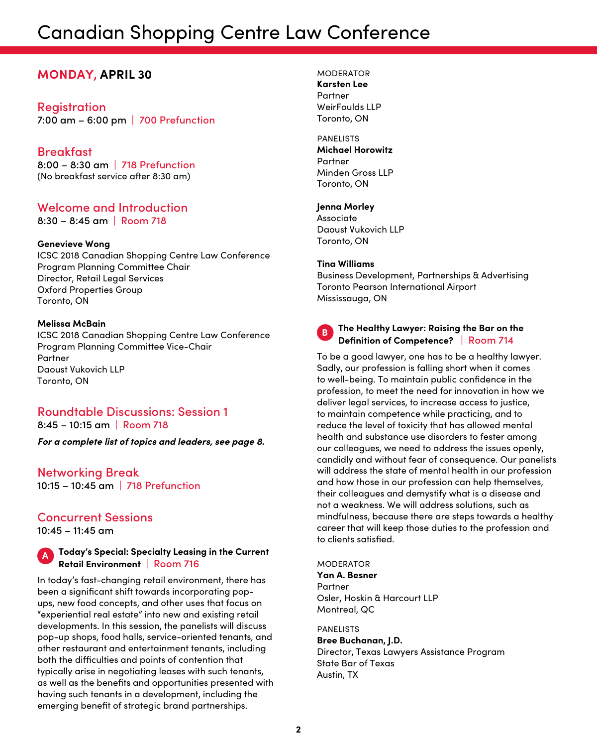# Canadian Shopping Centre Law Conference

## MONDAY, APRIL 30

### Registration

7:00 am – 6:00 pm | 700 Prefunction

### Breakfast

8:00 – 8:30 am | 718 Prefunction
(No breakfast service after 8:30 am)

### Welcome and Introduction

8:30 – 8:45 am | Room 718

**Genevieve Wong**
ICSC 2018 Canadian Shopping Centre Law Conference
Program Planning Committee Chair
Director, Retail Legal Services
Oxford Properties Group
Toronto, ON

**Melissa McBain**
ICSC 2018 Canadian Shopping Centre Law Conference
Program Planning Committee Vice-Chair
Partner
Daoust Vukovich LLP
Toronto, ON

### Roundtable Discussions: Session 1

8:45 – 10:15 am | Room 718

***For a complete list of topics and leaders, see page 8.***

### Networking Break

10:15 – 10:45 am | 718 Prefunction

### Concurrent Sessions

10:45 – 11:45 am

#### A Today's Special: Specialty Leasing in the Current Retail Environment | Room 716

In today's fast-changing retail environment, there has been a significant shift towards incorporating pop-ups, new food concepts, and other uses that focus on "experiential real estate" into new and existing retail developments. In this session, the panelists will discuss pop-up shops, food halls, service-oriented tenants, and other restaurant and entertainment tenants, including both the difficulties and points of contention that typically arise in negotiating leases with such tenants, as well as the benefits and opportunities presented with having such tenants in a development, including the emerging benefit of strategic brand partnerships.

MODERATOR
**Karsten Lee**
Partner
WeirFoulds LLP
Toronto, ON

PANELISTS
**Michael Horowitz**
Partner
Minden Gross LLP
Toronto, ON

**Jenna Morley**
Associate
Daoust Vukovich LLP
Toronto, ON

**Tina Williams**
Business Development, Partnerships & Advertising
Toronto Pearson International Airport
Mississauga, ON

#### B The Healthy Lawyer: Raising the Bar on the Definition of Competence? | Room 714

To be a good lawyer, one has to be a healthy lawyer. Sadly, our profession is falling short when it comes to well-being. To maintain public confidence in the profession, to meet the need for innovation in how we deliver legal services, to increase access to justice, to maintain competence while practicing, and to reduce the level of toxicity that has allowed mental health and substance use disorders to fester among our colleagues, we need to address the issues openly, candidly and without fear of consequence. Our panelists will address the state of mental health in our profession and how those in our profession can help themselves, their colleagues and demystify what is a disease and not a weakness. We will address solutions, such as mindfulness, because there are steps towards a healthy career that will keep those duties to the profession and to clients satisfied.

MODERATOR
**Yan A. Besner**
Partner
Osler, Hoskin & Harcourt LLP
Montreal, QC

PANELISTS
**Bree Buchanan, J.D.**
Director, Texas Lawyers Assistance Program
State Bar of Texas
Austin, TX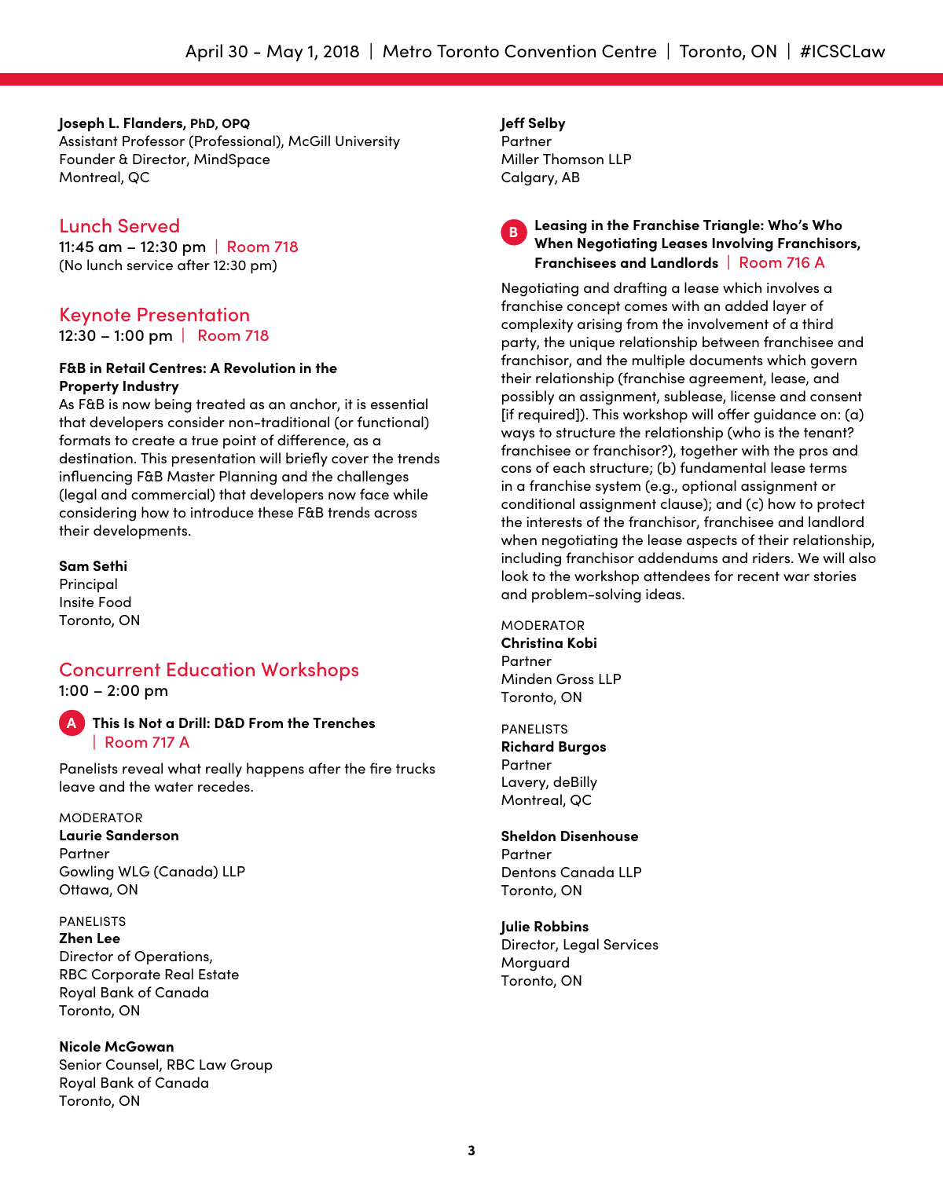**Joseph L. Flanders, PhD, OPQ**
Assistant Professor (Professional), McGill University
Founder & Director, MindSpace
Montreal, QC

## Lunch Served

11:45 am – 12:30 pm | Room 718
(No lunch service after 12:30 pm)

## Keynote Presentation

12:30 – 1:00 pm | Room 718

**F&B in Retail Centres: A Revolution in the Property Industry**
As F&B is now being treated as an anchor, it is essential that developers consider non-traditional (or functional) formats to create a true point of difference, as a destination. This presentation will briefly cover the trends influencing F&B Master Planning and the challenges (legal and commercial) that developers now face while considering how to introduce these F&B trends across their developments.

**Sam Sethi**
Principal
Insite Food
Toronto, ON

## Concurrent Education Workshops

1:00 – 2:00 pm

### A This Is Not a Drill: D&D From the Trenches | Room 717 A

Panelists reveal what really happens after the fire trucks leave and the water recedes.

MODERATOR
**Laurie Sanderson**
Partner
Gowling WLG (Canada) LLP
Ottawa, ON

PANELISTS
**Zhen Lee**
Director of Operations,
RBC Corporate Real Estate
Royal Bank of Canada
Toronto, ON

**Nicole McGowan**
Senior Counsel, RBC Law Group
Royal Bank of Canada
Toronto, ON

**Jeff Selby**
Partner
Miller Thomson LLP
Calgary, AB

### B Leasing in the Franchise Triangle: Who's Who When Negotiating Leases Involving Franchisors, Franchisees and Landlords | Room 716 A

Negotiating and drafting a lease which involves a franchise concept comes with an added layer of complexity arising from the involvement of a third party, the unique relationship between franchisee and franchisor, and the multiple documents which govern their relationship (franchise agreement, lease, and possibly an assignment, sublease, license and consent [if required]). This workshop will offer guidance on: (a) ways to structure the relationship (who is the tenant? franchisee or franchisor?), together with the pros and cons of each structure; (b) fundamental lease terms in a franchise system (e.g., optional assignment or conditional assignment clause); and (c) how to protect the interests of the franchisor, franchisee and landlord when negotiating the lease aspects of their relationship, including franchisor addendums and riders. We will also look to the workshop attendees for recent war stories and problem-solving ideas.

MODERATOR
**Christina Kobi**
Partner
Minden Gross LLP
Toronto, ON

PANELISTS
**Richard Burgos**
Partner
Lavery, deBilly
Montreal, QC

**Sheldon Disenhouse**
Partner
Dentons Canada LLP
Toronto, ON

**Julie Robbins**
Director, Legal Services
Morguard
Toronto, ON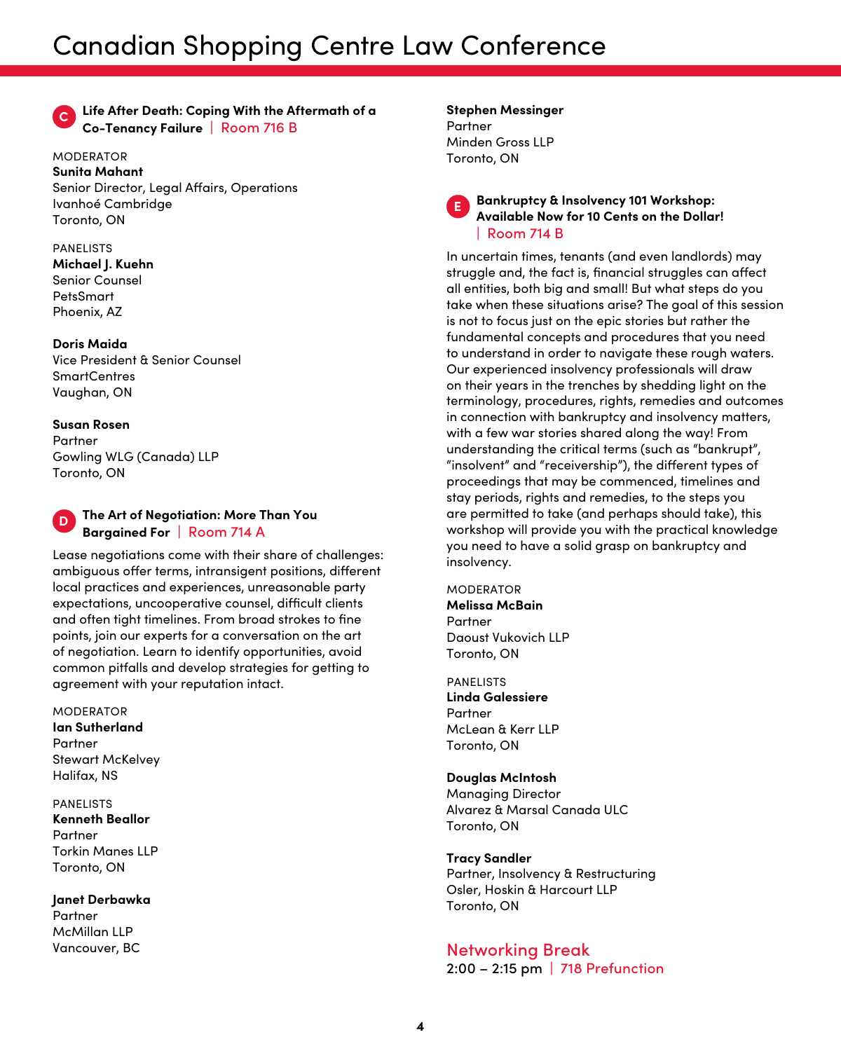### C Life After Death: Coping With the Aftermath of a Co-Tenancy Failure | Room 716 B

MODERATOR

**Sunita Mahant**
Senior Director, Legal Affairs, Operations
Ivanhoé Cambridge
Toronto, ON

PANELISTS

**Michael J. Kuehn**
Senior Counsel
PetsSmart
Phoenix, AZ

**Doris Maida**
Vice President & Senior Counsel
SmartCentres
Vaughan, ON

**Susan Rosen**
Partner
Gowling WLG (Canada) LLP
Toronto, ON

### D The Art of Negotiation: More Than You Bargained For | Room 714 A

Lease negotiations come with their share of challenges: ambiguous offer terms, intransigent positions, different local practices and experiences, unreasonable party expectations, uncooperative counsel, difficult clients and often tight timelines. From broad strokes to fine points, join our experts for a conversation on the art of negotiation. Learn to identify opportunities, avoid common pitfalls and develop strategies for getting to agreement with your reputation intact.

MODERATOR

**Ian Sutherland**
Partner
Stewart McKelvey
Halifax, NS

PANELISTS

**Kenneth Beallor**
Partner
Torkin Manes LLP
Toronto, ON

**Janet Derbawka**
Partner
McMillan LLP
Vancouver, BC

**Stephen Messinger**
Partner
Minden Gross LLP
Toronto, ON

### E Bankruptcy & Insolvency 101 Workshop: Available Now for 10 Cents on the Dollar! | Room 714 B

In uncertain times, tenants (and even landlords) may struggle and, the fact is, financial struggles can affect all entities, both big and small! But what steps do you take when these situations arise? The goal of this session is not to focus just on the epic stories but rather the fundamental concepts and procedures that you need to understand in order to navigate these rough waters. Our experienced insolvency professionals will draw on their years in the trenches by shedding light on the terminology, procedures, rights, remedies and outcomes in connection with bankruptcy and insolvency matters, with a few war stories shared along the way! From understanding the critical terms (such as "bankrupt", "insolvent" and "receivership"), the different types of proceedings that may be commenced, timelines and stay periods, rights and remedies, to the steps you are permitted to take (and perhaps should take), this workshop will provide you with the practical knowledge you need to have a solid grasp on bankruptcy and insolvency.

MODERATOR

**Melissa McBain**
Partner
Daoust Vukovich LLP
Toronto, ON

PANELISTS

**Linda Galessiere**
Partner
McLean & Kerr LLP
Toronto, ON

**Douglas McIntosh**
Managing Director
Alvarez & Marsal Canada ULC
Toronto, ON

**Tracy Sandler**
Partner, Insolvency & Restructuring
Osler, Hoskin & Harcourt LLP
Toronto, ON

## Networking Break

2:00 – 2:15 pm | 718 Prefunction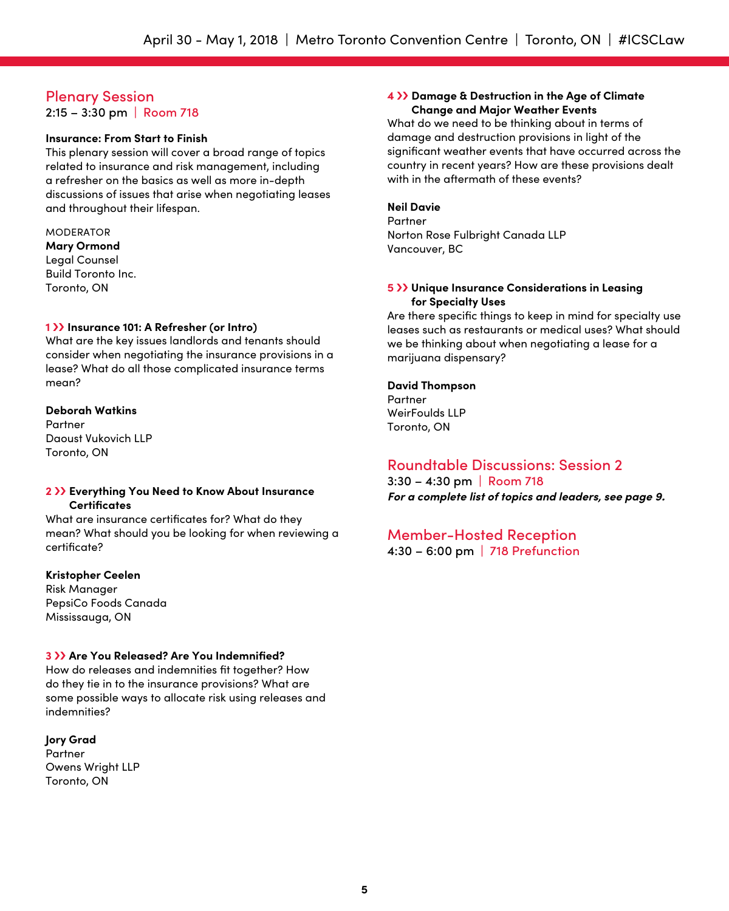## Plenary Session

2:15 – 3:30 pm | Room 718

**Insurance: From Start to Finish**

This plenary session will cover a broad range of topics related to insurance and risk management, including a refresher on the basics as well as more in-depth discussions of issues that arise when negotiating leases and throughout their lifespan.

MODERATOR
**Mary Ormond**
Legal Counsel
Build Toronto Inc.
Toronto, ON

**1 ›› Insurance 101: A Refresher (or Intro)**

What are the key issues landlords and tenants should consider when negotiating the insurance provisions in a lease? What do all those complicated insurance terms mean?

**Deborah Watkins**
Partner
Daoust Vukovich LLP
Toronto, ON

**2 ›› Everything You Need to Know About Insurance Certificates**

What are insurance certificates for? What do they mean? What should you be looking for when reviewing a certificate?

**Kristopher Ceelen**
Risk Manager
PepsiCo Foods Canada
Mississauga, ON

**3 ›› Are You Released? Are You Indemnified?**

How do releases and indemnities fit together? How do they tie in to the insurance provisions? What are some possible ways to allocate risk using releases and indemnities?

**Jory Grad**
Partner
Owens Wright LLP
Toronto, ON

**4 ›› Damage & Destruction in the Age of Climate Change and Major Weather Events**

What do we need to be thinking about in terms of damage and destruction provisions in light of the significant weather events that have occurred across the country in recent years? How are these provisions dealt with in the aftermath of these events?

**Neil Davie**
Partner
Norton Rose Fulbright Canada LLP
Vancouver, BC

**5 ›› Unique Insurance Considerations in Leasing for Specialty Uses**

Are there specific things to keep in mind for specialty use leases such as restaurants or medical uses? What should we be thinking about when negotiating a lease for a marijuana dispensary?

**David Thompson**
Partner
WeirFoulds LLP
Toronto, ON

## Roundtable Discussions: Session 2

3:30 – 4:30 pm | Room 718

***For a complete list of topics and leaders, see page 9.***

## Member-Hosted Reception

4:30 – 6:00 pm | 718 Prefunction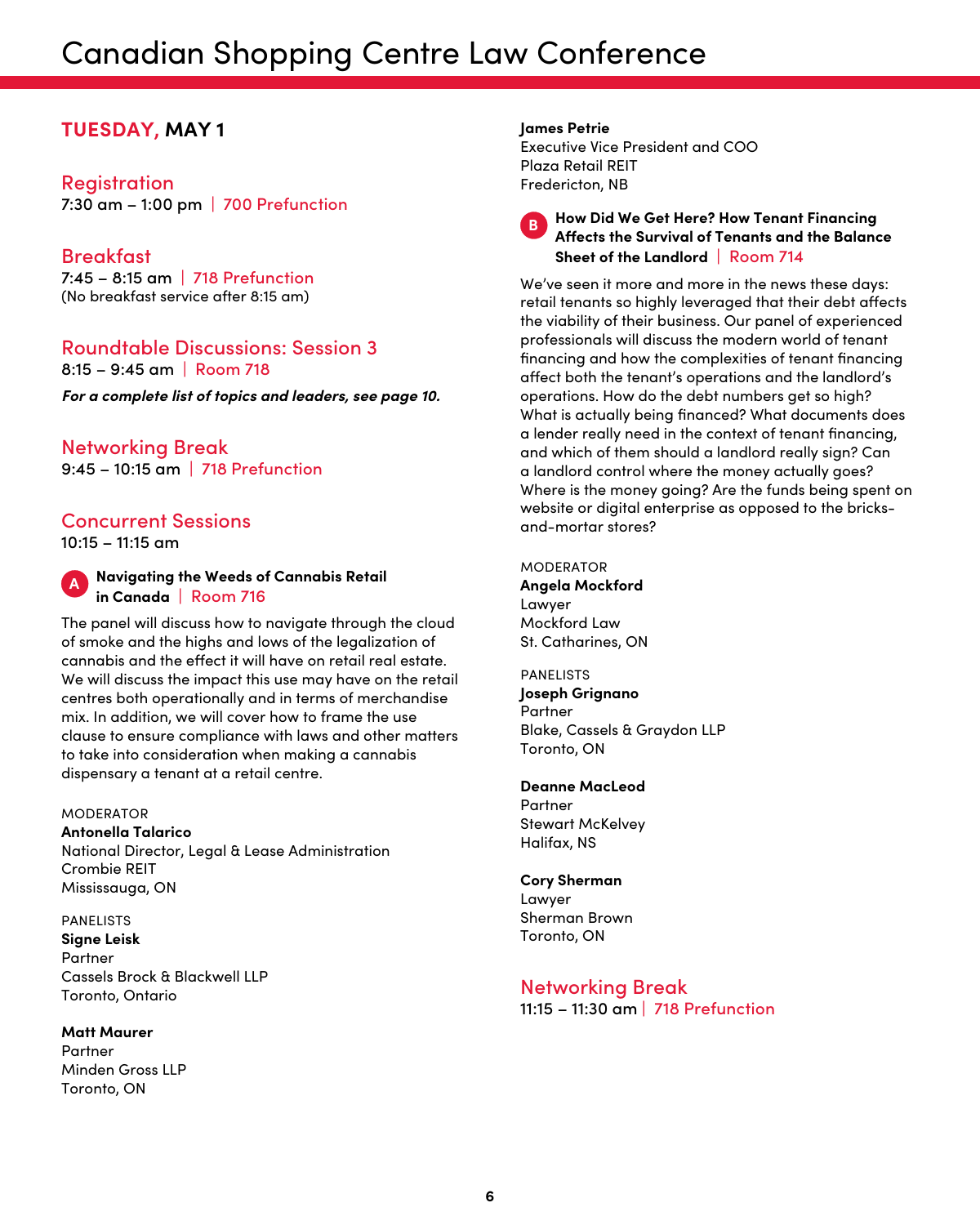# Canadian Shopping Centre Law Conference

## TUESDAY, MAY 1

### Registration

7:30 am – 1:00 pm | 700 Prefunction

### Breakfast

7:45 – 8:15 am | 718 Prefunction
(No breakfast service after 8:15 am)

### Roundtable Discussions: Session 3

8:15 – 9:45 am | Room 718

***For a complete list of topics and leaders, see page 10.***

### Networking Break

9:45 – 10:15 am | 718 Prefunction

### Concurrent Sessions

10:15 – 11:15 am

**A Navigating the Weeds of Cannabis Retail in Canada** | Room 716

The panel will discuss how to navigate through the cloud of smoke and the highs and lows of the legalization of cannabis and the effect it will have on retail real estate. We will discuss the impact this use may have on the retail centres both operationally and in terms of merchandise mix. In addition, we will cover how to frame the use clause to ensure compliance with laws and other matters to take into consideration when making a cannabis dispensary a tenant at a retail centre.

MODERATOR
**Antonella Talarico**
National Director, Legal & Lease Administration
Crombie REIT
Mississauga, ON

PANELISTS
**Signe Leisk**
Partner
Cassels Brock & Blackwell LLP
Toronto, Ontario

**Matt Maurer**
Partner
Minden Gross LLP
Toronto, ON

**James Petrie**
Executive Vice President and COO
Plaza Retail REIT
Fredericton, NB

**B How Did We Get Here? How Tenant Financing Affects the Survival of Tenants and the Balance Sheet of the Landlord** | Room 714

We've seen it more and more in the news these days: retail tenants so highly leveraged that their debt affects the viability of their business. Our panel of experienced professionals will discuss the modern world of tenant financing and how the complexities of tenant financing affect both the tenant's operations and the landlord's operations. How do the debt numbers get so high? What is actually being financed? What documents does a lender really need in the context of tenant financing, and which of them should a landlord really sign? Can a landlord control where the money actually goes? Where is the money going? Are the funds being spent on website or digital enterprise as opposed to the bricks-and-mortar stores?

MODERATOR
**Angela Mockford**
Lawyer
Mockford Law
St. Catharines, ON

PANELISTS
**Joseph Grignano**
Partner
Blake, Cassels & Graydon LLP
Toronto, ON

**Deanne MacLeod**
Partner
Stewart McKelvey
Halifax, NS

**Cory Sherman**
Lawyer
Sherman Brown
Toronto, ON

### Networking Break

11:15 – 11:30 am | 718 Prefunction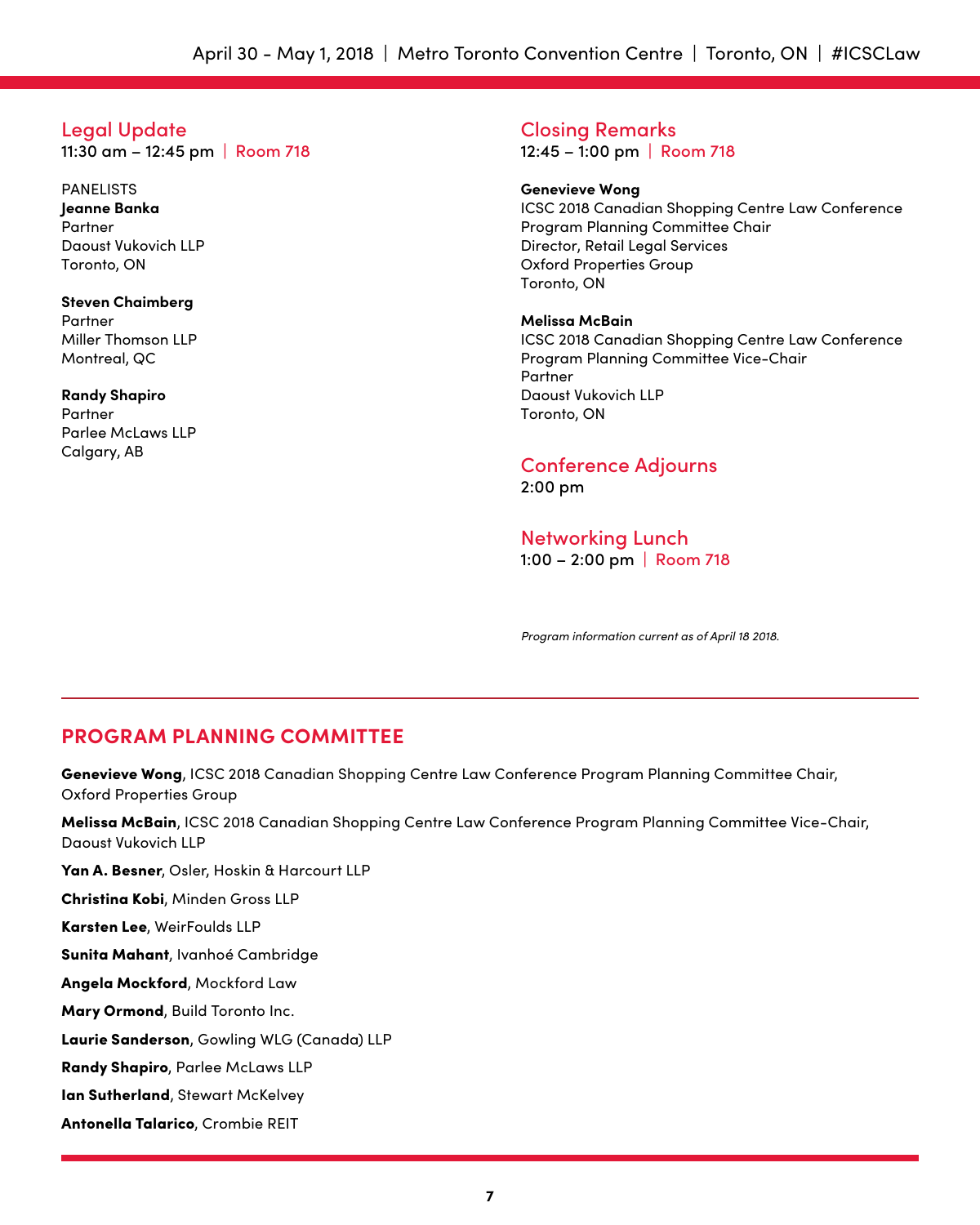## Legal Update

11:30 am – 12:45 pm | Room 718

PANELISTS

**Jeanne Banka**
Partner
Daoust Vukovich LLP
Toronto, ON

**Steven Chaimberg**
Partner
Miller Thomson LLP
Montreal, QC

**Randy Shapiro**
Partner
Parlee McLaws LLP
Calgary, AB

## Closing Remarks

12:45 – 1:00 pm | Room 718

**Genevieve Wong**
ICSC 2018 Canadian Shopping Centre Law Conference Program Planning Committee Chair
Director, Retail Legal Services
Oxford Properties Group
Toronto, ON

**Melissa McBain**
ICSC 2018 Canadian Shopping Centre Law Conference Program Planning Committee Vice-Chair
Partner
Daoust Vukovich LLP
Toronto, ON

## Conference Adjourns

2:00 pm

## Networking Lunch

1:00 – 2:00 pm | Room 718

*Program information current as of April 18 2018.*

## PROGRAM PLANNING COMMITTEE

**Genevieve Wong**, ICSC 2018 Canadian Shopping Centre Law Conference Program Planning Committee Chair, Oxford Properties Group

**Melissa McBain**, ICSC 2018 Canadian Shopping Centre Law Conference Program Planning Committee Vice-Chair, Daoust Vukovich LLP

**Yan A. Besner**, Osler, Hoskin & Harcourt LLP

**Christina Kobi**, Minden Gross LLP

**Karsten Lee**, WeirFoulds LLP

**Sunita Mahant**, Ivanhoé Cambridge

**Angela Mockford**, Mockford Law

**Mary Ormond**, Build Toronto Inc.

**Laurie Sanderson**, Gowling WLG (Canada) LLP

**Randy Shapiro**, Parlee McLaws LLP

**Ian Sutherland**, Stewart McKelvey

**Antonella Talarico**, Crombie REIT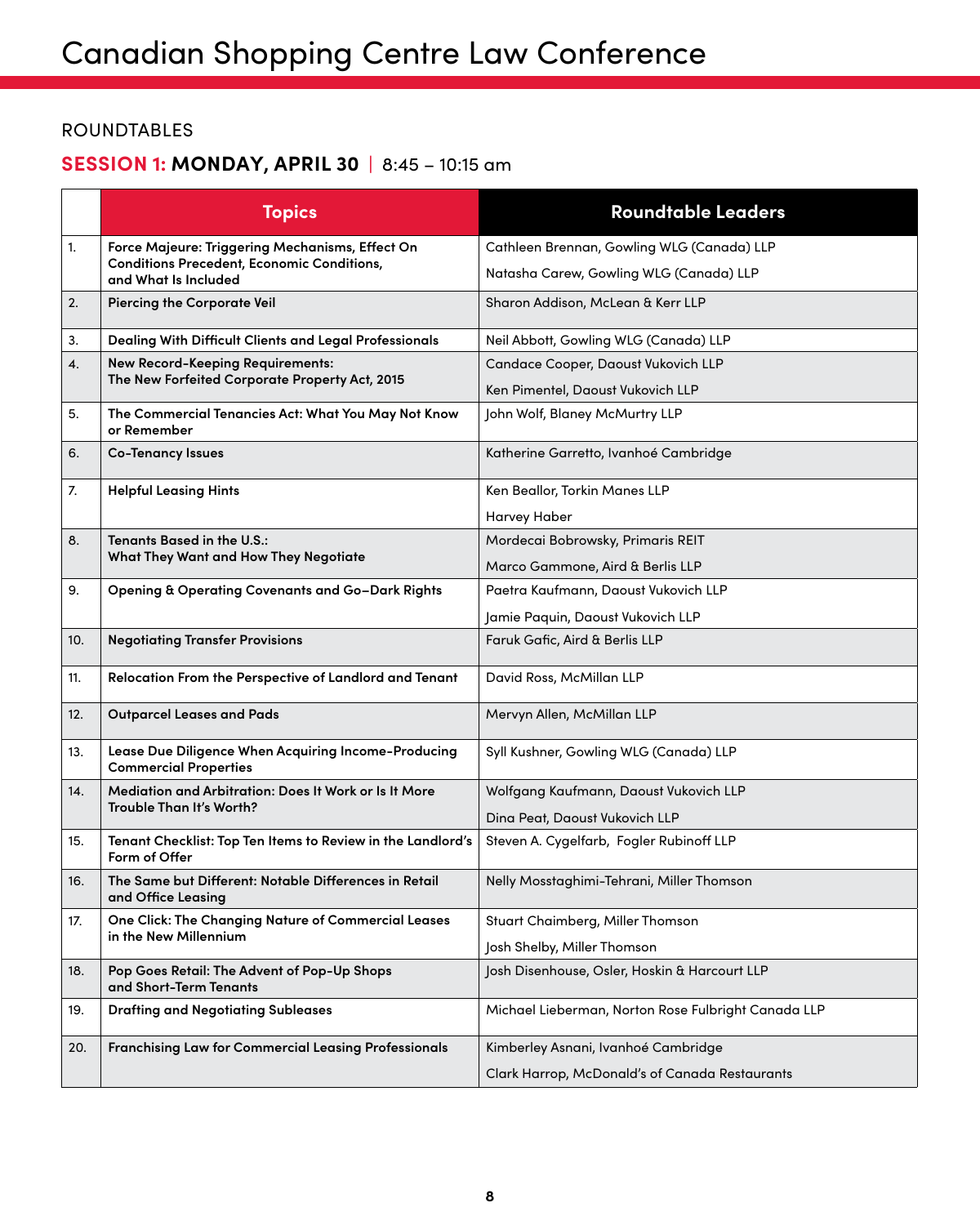# Canadian Shopping Centre Law Conference

## ROUNDTABLES

### SESSION 1: MONDAY, APRIL 30 | 8:45 – 10:15 am

| | Topics | Roundtable Leaders |
|---|---|---|
| 1. | **Force Majeure: Triggering Mechanisms, Effect On Conditions Precedent, Economic Conditions, and What Is Included** | Cathleen Brennan, Gowling WLG (Canada) LLP<br>Natasha Carew, Gowling WLG (Canada) LLP |
| 2. | **Piercing the Corporate Veil** | Sharon Addison, McLean & Kerr LLP |
| 3. | **Dealing With Difficult Clients and Legal Professionals** | Neil Abbott, Gowling WLG (Canada) LLP |
| 4. | **New Record-Keeping Requirements: The New Forfeited Corporate Property Act, 2015** | Candace Cooper, Daoust Vukovich LLP<br>Ken Pimentel, Daoust Vukovich LLP |
| 5. | **The Commercial Tenancies Act: What You May Not Know or Remember** | John Wolf, Blaney McMurtry LLP |
| 6. | **Co-Tenancy Issues** | Katherine Garretto, Ivanhoé Cambridge |
| 7. | **Helpful Leasing Hints** | Ken Beallor, Torkin Manes LLP<br>Harvey Haber |
| 8. | **Tenants Based in the U.S.: What They Want and How They Negotiate** | Mordecai Bobrowsky, Primaris REIT<br>Marco Gammone, Aird & Berlis LLP |
| 9. | **Opening & Operating Covenants and Go-Dark Rights** | Paetra Kaufmann, Daoust Vukovich LLP<br>Jamie Paquin, Daoust Vukovich LLP |
| 10. | **Negotiating Transfer Provisions** | Faruk Gafic, Aird & Berlis LLP |
| 11. | **Relocation From the Perspective of Landlord and Tenant** | David Ross, McMillan LLP |
| 12. | **Outparcel Leases and Pads** | Mervyn Allen, McMillan LLP |
| 13. | **Lease Due Diligence When Acquiring Income-Producing Commercial Properties** | Syll Kushner, Gowling WLG (Canada) LLP |
| 14. | **Mediation and Arbitration: Does It Work or Is It More Trouble Than It's Worth?** | Wolfgang Kaufmann, Daoust Vukovich LLP<br>Dina Peat, Daoust Vukovich LLP |
| 15. | **Tenant Checklist: Top Ten Items to Review in the Landlord's Form of Offer** | Steven A. Cygelfarb, Fogler Rubinoff LLP |
| 16. | **The Same but Different: Notable Differences in Retail and Office Leasing** | Nelly Mosstaghimi-Tehrani, Miller Thomson |
| 17. | **One Click: The Changing Nature of Commercial Leases in the New Millennium** | Stuart Chaimberg, Miller Thomson<br>Josh Shelby, Miller Thomson |
| 18. | **Pop Goes Retail: The Advent of Pop-Up Shops and Short-Term Tenants** | Josh Disenhouse, Osler, Hoskin & Harcourt LLP |
| 19. | **Drafting and Negotiating Subleases** | Michael Lieberman, Norton Rose Fulbright Canada LLP |
| 20. | **Franchising Law for Commercial Leasing Professionals** | Kimberley Asnani, Ivanhoé Cambridge<br>Clark Harrop, McDonald's of Canada Restaurants |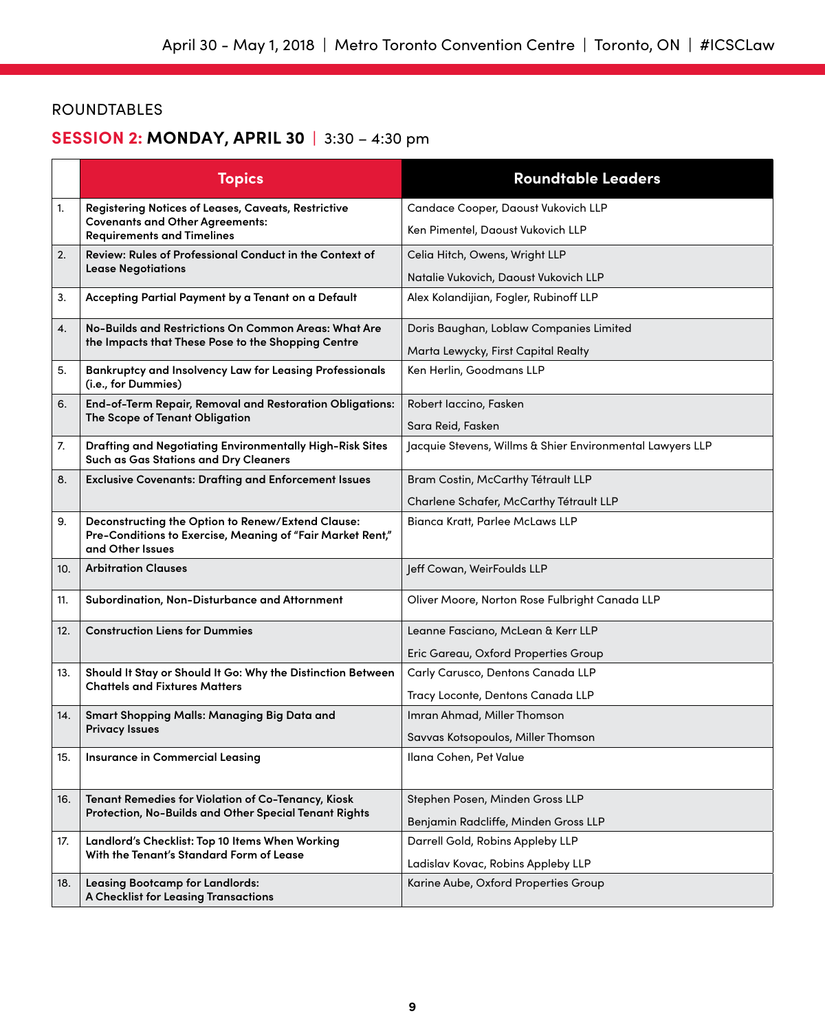ROUNDTABLES

## SESSION 2: MONDAY, APRIL 30 | 3:30 – 4:30 pm

| | Topics | Roundtable Leaders |
|---|---|---|
| 1. | **Registering Notices of Leases, Caveats, Restrictive Covenants and Other Agreements: Requirements and Timelines** | Candace Cooper, Daoust Vukovich LLP<br>Ken Pimentel, Daoust Vukovich LLP |
| 2. | **Review: Rules of Professional Conduct in the Context of Lease Negotiations** | Celia Hitch, Owens, Wright LLP<br>Natalie Vukovich, Daoust Vukovich LLP |
| 3. | **Accepting Partial Payment by a Tenant on a Default** | Alex Kolandijian, Fogler, Rubinoff LLP |
| 4. | **No-Builds and Restrictions On Common Areas: What Are the Impacts that These Pose to the Shopping Centre** | Doris Baughan, Loblaw Companies Limited<br>Marta Lewycky, First Capital Realty |
| 5. | **Bankruptcy and Insolvency Law for Leasing Professionals (i.e., for Dummies)** | Ken Herlin, Goodmans LLP |
| 6. | **End-of-Term Repair, Removal and Restoration Obligations: The Scope of Tenant Obligation** | Robert Iaccino, Fasken<br>Sara Reid, Fasken |
| 7. | **Drafting and Negotiating Environmentally High-Risk Sites Such as Gas Stations and Dry Cleaners** | Jacquie Stevens, Willms & Shier Environmental Lawyers LLP |
| 8. | **Exclusive Covenants: Drafting and Enforcement Issues** | Bram Costin, McCarthy Tétrault LLP<br>Charlene Schafer, McCarthy Tétrault LLP |
| 9. | **Deconstructing the Option to Renew/Extend Clause: Pre-Conditions to Exercise, Meaning of "Fair Market Rent," and Other Issues** | Bianca Kratt, Parlee McLaws LLP |
| 10. | **Arbitration Clauses** | Jeff Cowan, WeirFoulds LLP |
| 11. | **Subordination, Non-Disturbance and Attornment** | Oliver Moore, Norton Rose Fulbright Canada LLP |
| 12. | **Construction Liens for Dummies** | Leanne Fasciano, McLean & Kerr LLP<br>Eric Gareau, Oxford Properties Group |
| 13. | **Should It Stay or Should It Go: Why the Distinction Between Chattels and Fixtures Matters** | Carly Carusco, Dentons Canada LLP<br>Tracy Loconte, Dentons Canada LLP |
| 14. | **Smart Shopping Malls: Managing Big Data and Privacy Issues** | Imran Ahmad, Miller Thomson<br>Savvas Kotsopoulos, Miller Thomson |
| 15. | **Insurance in Commercial Leasing** | Ilana Cohen, Pet Value |
| 16. | **Tenant Remedies for Violation of Co-Tenancy, Kiosk Protection, No-Builds and Other Special Tenant Rights** | Stephen Posen, Minden Gross LLP<br>Benjamin Radcliffe, Minden Gross LLP |
| 17. | **Landlord's Checklist: Top 10 Items When Working With the Tenant's Standard Form of Lease** | Darrell Gold, Robins Appleby LLP<br>Ladislav Kovac, Robins Appleby LLP |
| 18. | **Leasing Bootcamp for Landlords: A Checklist for Leasing Transactions** | Karine Aube, Oxford Properties Group |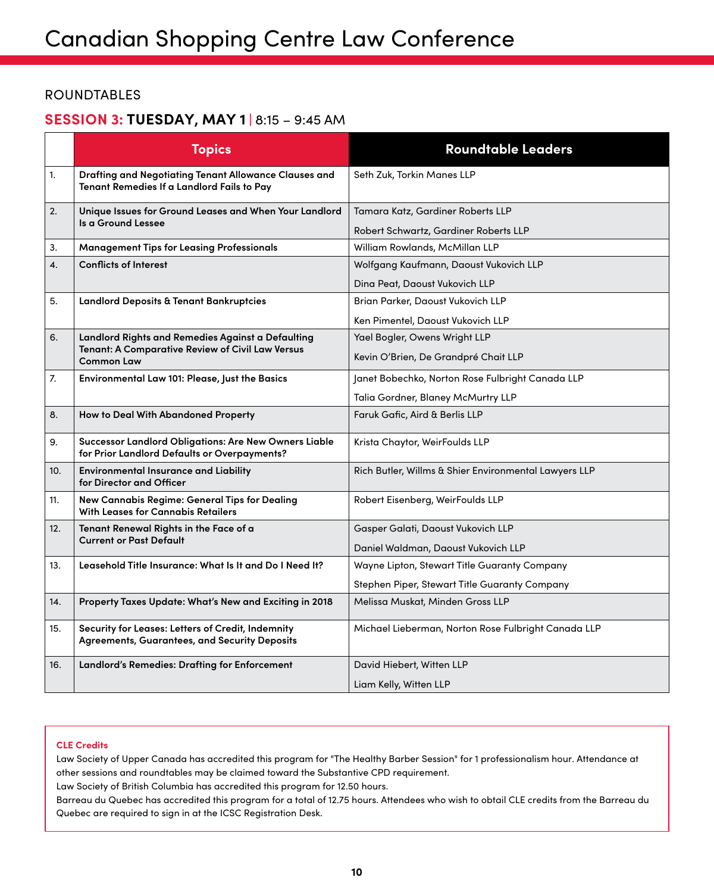# Canadian Shopping Centre Law Conference

ROUNDTABLES

## SESSION 3: TUESDAY, MAY 1 | 8:15 – 9:45 AM

| | Topics | Roundtable Leaders |
|---|---|---|
| 1. | **Drafting and Negotiating Tenant Allowance Clauses and Tenant Remedies If a Landlord Fails to Pay** | Seth Zuk, Torkin Manes LLP |
| 2. | **Unique Issues for Ground Leases and When Your Landlord Is a Ground Lessee** | Tamara Katz, Gardiner Roberts LLP<br>Robert Schwartz, Gardiner Roberts LLP |
| 3. | **Management Tips for Leasing Professionals** | William Rowlands, McMillan LLP |
| 4. | **Conflicts of Interest** | Wolfgang Kaufmann, Daoust Vukovich LLP<br>Dina Peat, Daoust Vukovich LLP |
| 5. | **Landlord Deposits & Tenant Bankruptcies** | Brian Parker, Daoust Vukovich LLP<br>Ken Pimentel, Daoust Vukovich LLP |
| 6. | **Landlord Rights and Remedies Against a Defaulting Tenant: A Comparative Review of Civil Law Versus Common Law** | Yael Bogler, Owens Wright LLP<br>Kevin O'Brien, De Grandpré Chait LLP |
| 7. | **Environmental Law 101: Please, Just the Basics** | Janet Bobechko, Norton Rose Fulbright Canada LLP<br>Talia Gordner, Blaney McMurtry LLP |
| 8. | **How to Deal With Abandoned Property** | Faruk Gafic, Aird & Berlis LLP |
| 9. | **Successor Landlord Obligations: Are New Owners Liable for Prior Landlord Defaults or Overpayments?** | Krista Chaytor, WeirFoulds LLP |
| 10. | **Environmental Insurance and Liability for Director and Officer** | Rich Butler, Willms & Shier Environmental Lawyers LLP |
| 11. | **New Cannabis Regime: General Tips for Dealing With Leases for Cannabis Retailers** | Robert Eisenberg, WeirFoulds LLP |
| 12. | **Tenant Renewal Rights in the Face of a Current or Past Default** | Gasper Galati, Daoust Vukovich LLP<br>Daniel Waldman, Daoust Vukovich LLP |
| 13. | **Leasehold Title Insurance: What Is It and Do I Need It?** | Wayne Lipton, Stewart Title Guaranty Company<br>Stephen Piper, Stewart Title Guaranty Company |
| 14. | **Property Taxes Update: What's New and Exciting in 2018** | Melissa Muskat, Minden Gross LLP |
| 15. | **Security for Leases: Letters of Credit, Indemnity Agreements, Guarantees, and Security Deposits** | Michael Lieberman, Norton Rose Fulbright Canada LLP |
| 16. | **Landlord's Remedies: Drafting for Enforcement** | David Hiebert, Witten LLP<br>Liam Kelly, Witten LLP |

**CLE Credits**

Law Society of Upper Canada has accredited this program for "The Healthy Barber Session" for 1 professionalism hour. Attendance at other sessions and roundtables may be claimed toward the Substantive CPD requirement.

Law Society of British Columbia has accredited this program for 12.50 hours.

Barreau du Quebec has accredited this program for a total of 12.75 hours. Attendees who wish to obtail CLE credits from the Barreau du Quebec are required to sign in at the ICSC Registration Desk.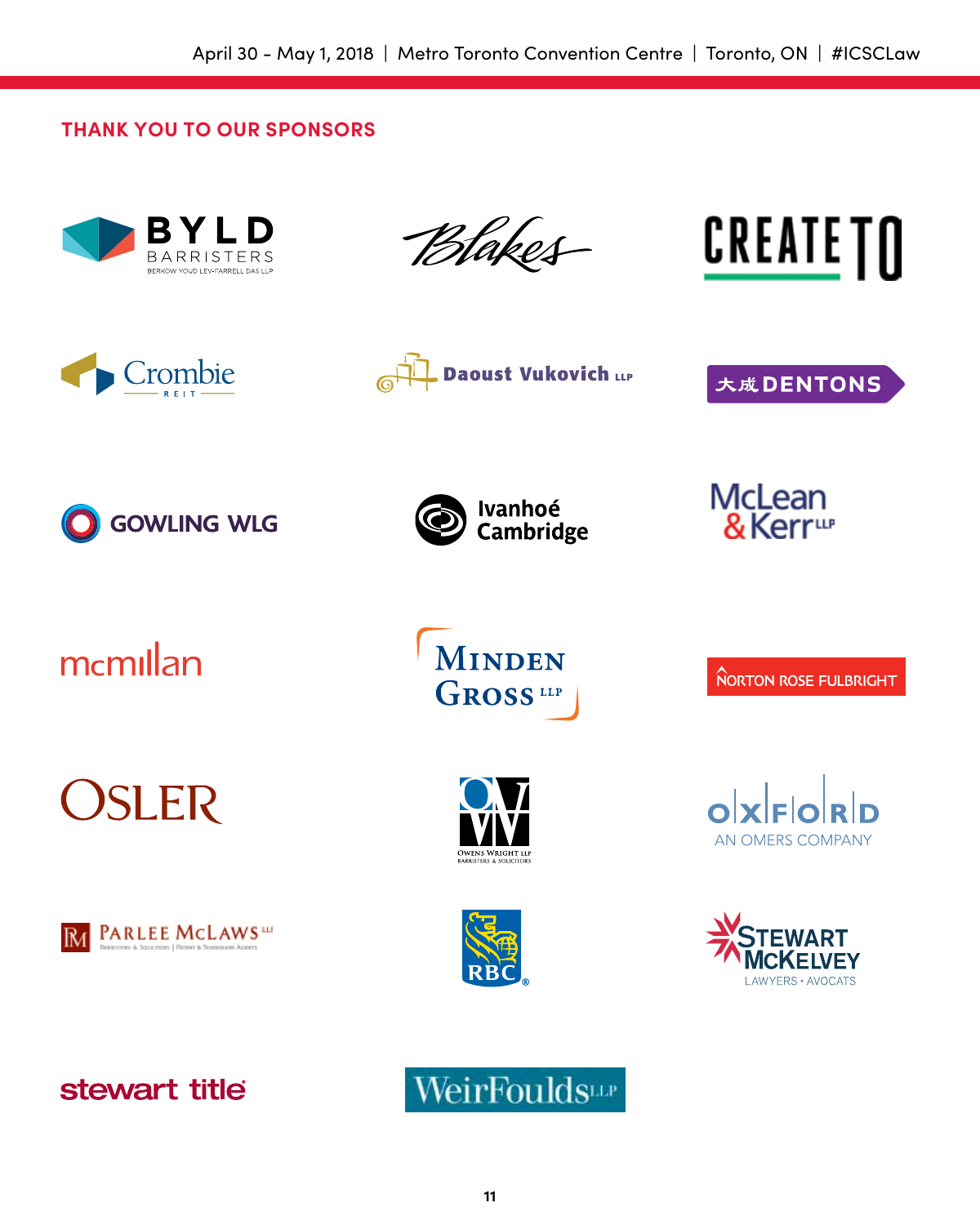## THANK YOU TO OUR SPONSORS

BYLD BARRISTERS
BERKOW YOUD LEV-FARRELL DAS LLP

Blakes

CREATE TO

Crombie REIT

Daoust Vukovich LLP

大成 DENTONS

GOWLING WLG

Ivanhoé Cambridge

McLean & Kerr LLP

mcmillan

Minden Gross LLP

NORTON ROSE FULBRIGHT

OSLER

OWENS WRIGHT LLP
BARRISTERS & SOLICITORS

OXFORD
AN OMERS COMPANY

PARLEE McLAWS LLP
Barristers & Solicitors | Patent & Trademark Agents

RBC

STEWART McKELVEY
LAWYERS • AVOCATS

stewart title

WeirFoulds LLP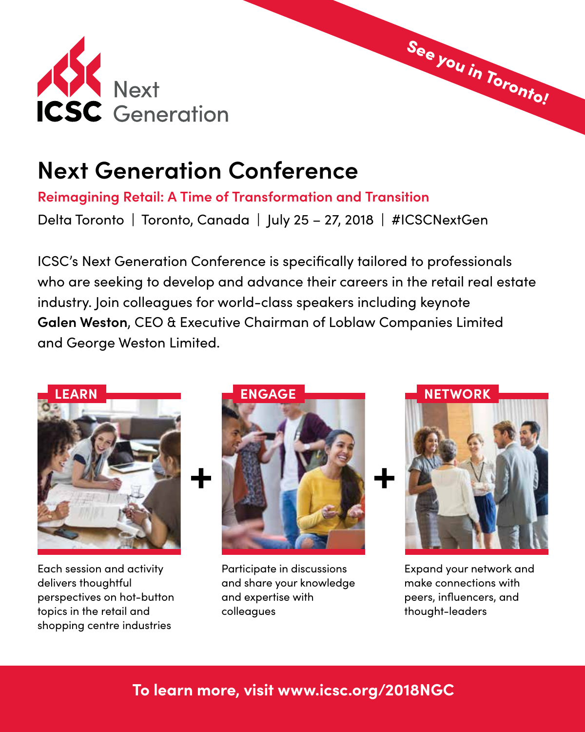ICSC Next Generation

See you in Toronto!

# Next Generation Conference

**Reimagining Retail: A Time of Transformation and Transition**

Delta Toronto | Toronto, Canada | July 25 – 27, 2018 | #ICSCNextGen

ICSC's Next Generation Conference is specifically tailored to professionals who are seeking to develop and advance their careers in the retail real estate industry. Join colleagues for world-class speakers including keynote **Galen Weston**, CEO & Executive Chairman of Loblaw Companies Limited and George Weston Limited.

**LEARN**

Each session and activity delivers thoughtful perspectives on hot-button topics in the retail and shopping centre industries

**ENGAGE**

Participate in discussions and share your knowledge and expertise with colleagues

**NETWORK**

Expand your network and make connections with peers, influencers, and thought-leaders

**To learn more, visit www.icsc.org/2018NGC**